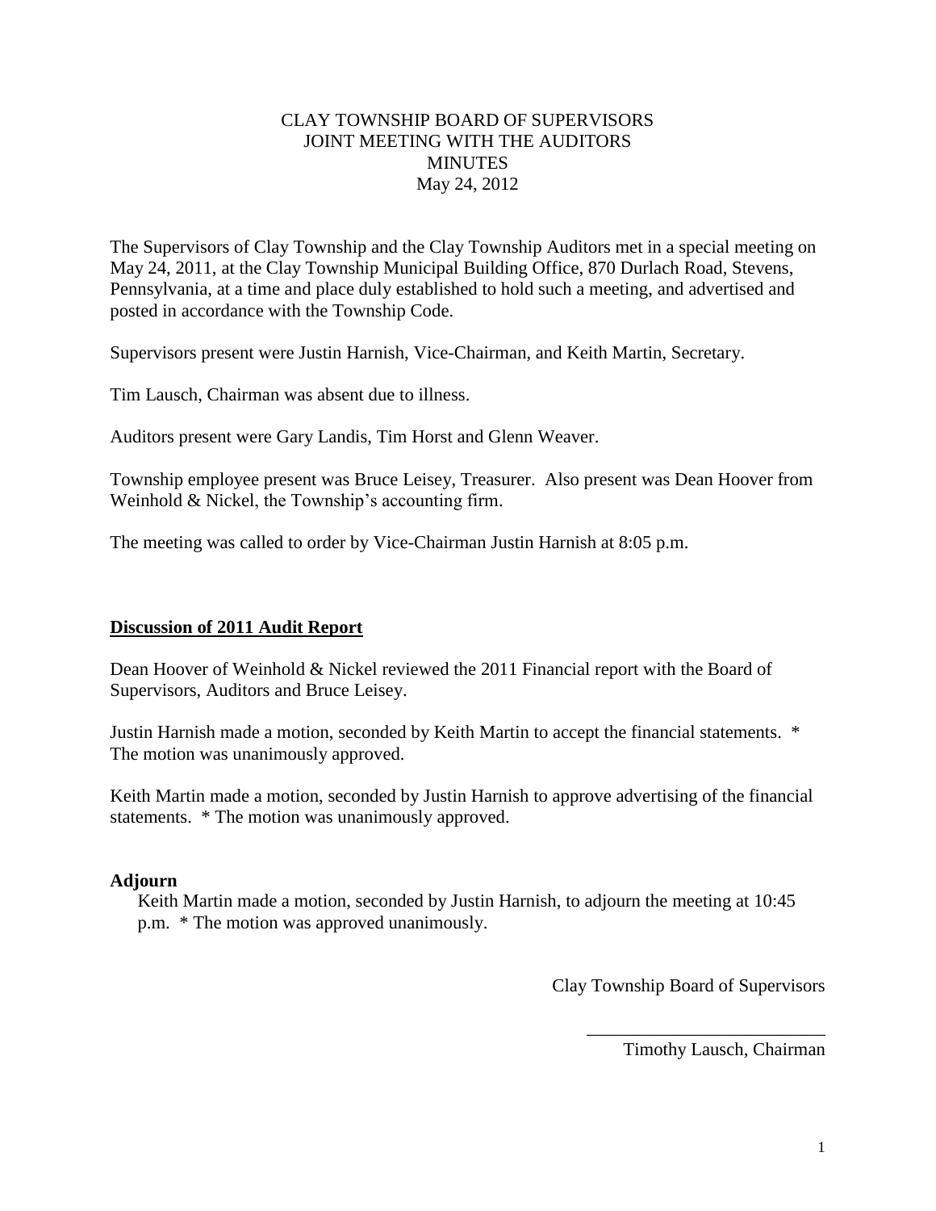# CLAY TOWNSHIP BOARD OF SUPERVISORS
# JOINT MEETING WITH THE AUDITORS
# MINUTES
# May 24, 2012

The Supervisors of Clay Township and the Clay Township Auditors met in a special meeting on May 24, 2011, at the Clay Township Municipal Building Office, 870 Durlach Road, Stevens, Pennsylvania, at a time and place duly established to hold such a meeting, and advertised and posted in accordance with the Township Code.

Supervisors present were Justin Harnish, Vice-Chairman, and Keith Martin, Secretary.

Tim Lausch, Chairman was absent due to illness.

Auditors present were Gary Landis, Tim Horst and Glenn Weaver.

Township employee present was Bruce Leisey, Treasurer. Also present was Dean Hoover from Weinhold & Nickel, the Township's accounting firm.

The meeting was called to order by Vice-Chairman Justin Harnish at 8:05 p.m.

## Discussion of 2011 Audit Report

Dean Hoover of Weinhold & Nickel reviewed the 2011 Financial report with the Board of Supervisors, Auditors and Bruce Leisey.

Justin Harnish made a motion, seconded by Keith Martin to accept the financial statements. * The motion was unanimously approved.

Keith Martin made a motion, seconded by Justin Harnish to approve advertising of the financial statements. * The motion was unanimously approved.

## Adjourn

Keith Martin made a motion, seconded by Justin Harnish, to adjourn the meeting at 10:45 p.m. * The motion was approved unanimously.

Clay Township Board of Supervisors

___________________________

Timothy Lausch, Chairman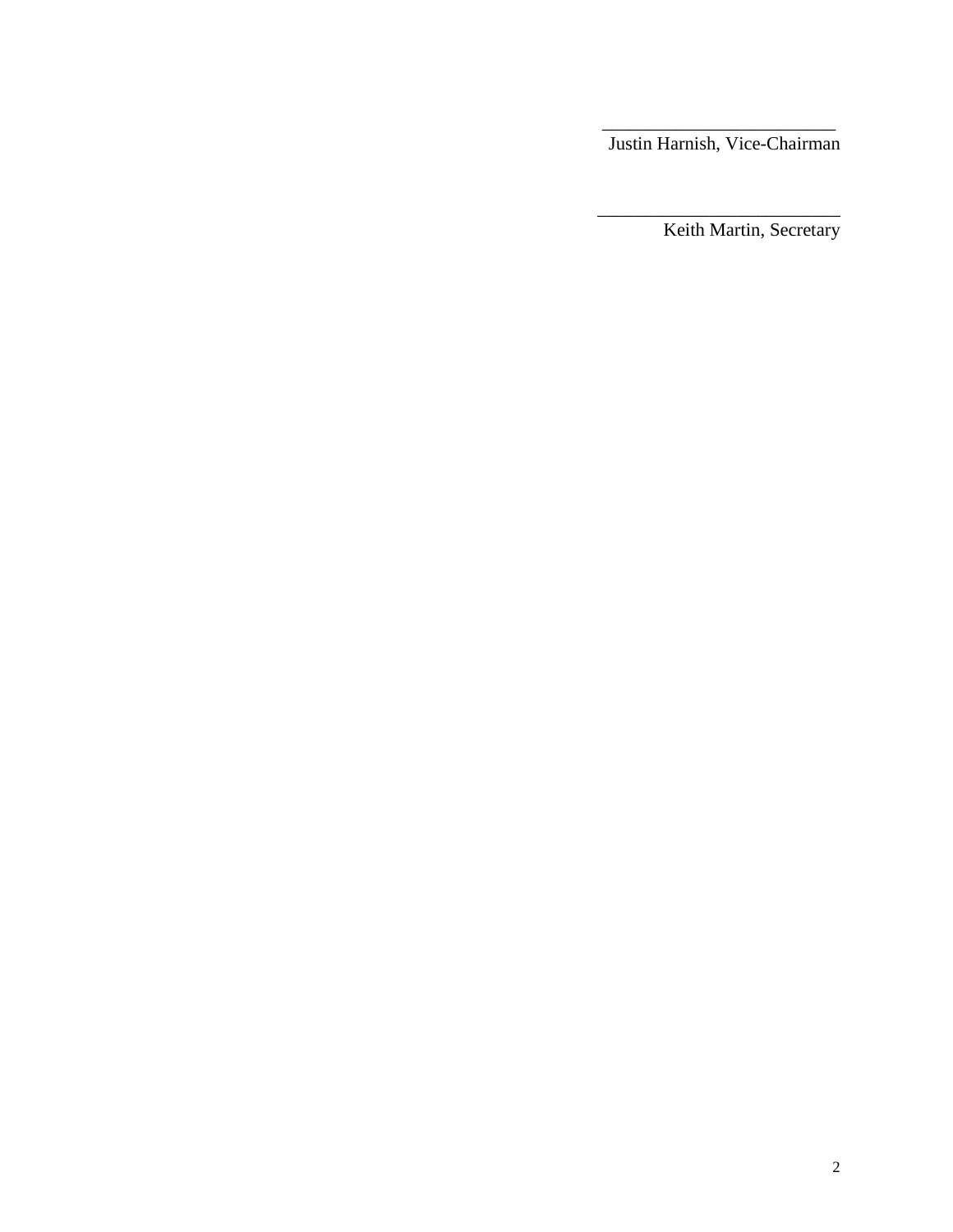\_\_\_\_\_\_\_\_\_\_\_\_\_\_\_\_\_\_\_\_\_\_\_\_\_\_

Justin Harnish, Vice-Chairman

\_\_\_\_\_\_\_\_\_\_\_\_\_\_\_\_\_\_\_\_\_\_\_\_\_\_\_

Keith Martin, Secretary